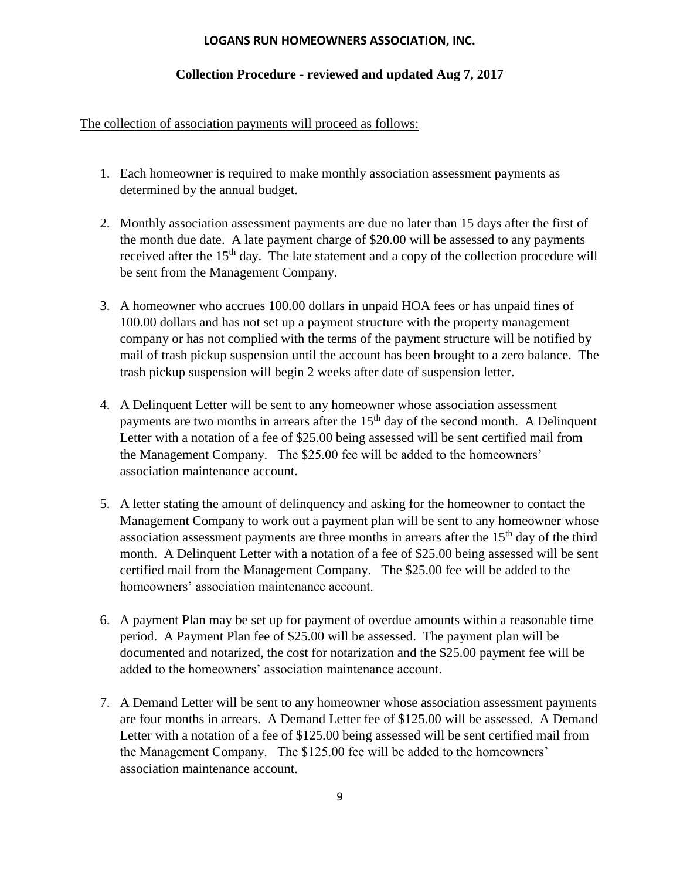# LOGANS RUN HOMEOWNERS ASSOCIATION, INC.

## Collection Procedure - reviewed and updated Aug 7, 2017

The collection of association payments will proceed as follows:

1. Each homeowner is required to make monthly association assessment payments as determined by the annual budget.

2. Monthly association assessment payments are due no later than 15 days after the first of the month due date. A late payment charge of $20.00 will be assessed to any payments received after the 15th day. The late statement and a copy of the collection procedure will be sent from the Management Company.

3. A homeowner who accrues 100.00 dollars in unpaid HOA fees or has unpaid fines of 100.00 dollars and has not set up a payment structure with the property management company or has not complied with the terms of the payment structure will be notified by mail of trash pickup suspension until the account has been brought to a zero balance. The trash pickup suspension will begin 2 weeks after date of suspension letter.

4. A Delinquent Letter will be sent to any homeowner whose association assessment payments are two months in arrears after the 15th day of the second month. A Delinquent Letter with a notation of a fee of $25.00 being assessed will be sent certified mail from the Management Company. The $25.00 fee will be added to the homeowners' association maintenance account.

5. A letter stating the amount of delinquency and asking for the homeowner to contact the Management Company to work out a payment plan will be sent to any homeowner whose association assessment payments are three months in arrears after the 15th day of the third month. A Delinquent Letter with a notation of a fee of $25.00 being assessed will be sent certified mail from the Management Company. The $25.00 fee will be added to the homeowners' association maintenance account.

6. A payment Plan may be set up for payment of overdue amounts within a reasonable time period. A Payment Plan fee of $25.00 will be assessed. The payment plan will be documented and notarized, the cost for notarization and the $25.00 payment fee will be added to the homeowners' association maintenance account.

7. A Demand Letter will be sent to any homeowner whose association assessment payments are four months in arrears. A Demand Letter fee of $125.00 will be assessed. A Demand Letter with a notation of a fee of $125.00 being assessed will be sent certified mail from the Management Company. The $125.00 fee will be added to the homeowners' association maintenance account.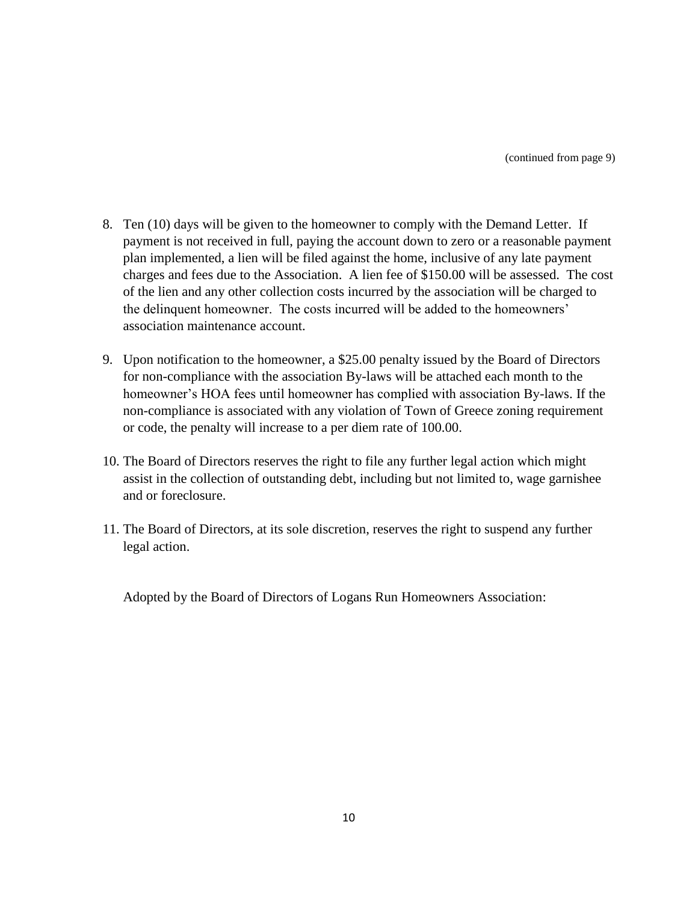(continued from page 9)

8. Ten (10) days will be given to the homeowner to comply with the Demand Letter. If payment is not received in full, paying the account down to zero or a reasonable payment plan implemented, a lien will be filed against the home, inclusive of any late payment charges and fees due to the Association. A lien fee of $150.00 will be assessed. The cost of the lien and any other collection costs incurred by the association will be charged to the delinquent homeowner. The costs incurred will be added to the homeowners' association maintenance account.

9. Upon notification to the homeowner, a $25.00 penalty issued by the Board of Directors for non-compliance with the association By-laws will be attached each month to the homeowner's HOA fees until homeowner has complied with association By-laws. If the non-compliance is associated with any violation of Town of Greece zoning requirement or code, the penalty will increase to a per diem rate of 100.00.

10. The Board of Directors reserves the right to file any further legal action which might assist in the collection of outstanding debt, including but not limited to, wage garnishee and or foreclosure.

11. The Board of Directors, at its sole discretion, reserves the right to suspend any further legal action.

Adopted by the Board of Directors of Logans Run Homeowners Association: